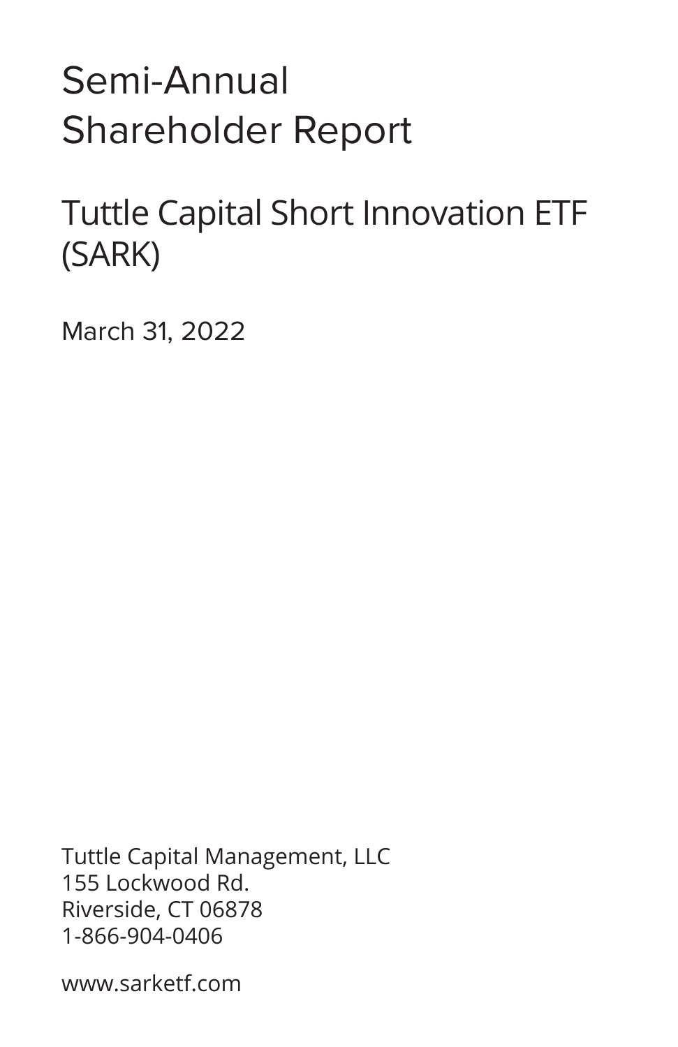# Semi-Annual Shareholder Report

## Tuttle Capital Short Innovation ETF (SARK)

March 31, 2022

Tuttle Capital Management, LLC
155 Lockwood Rd.
Riverside, CT 06878
1-866-904-0406

www.sarketf.com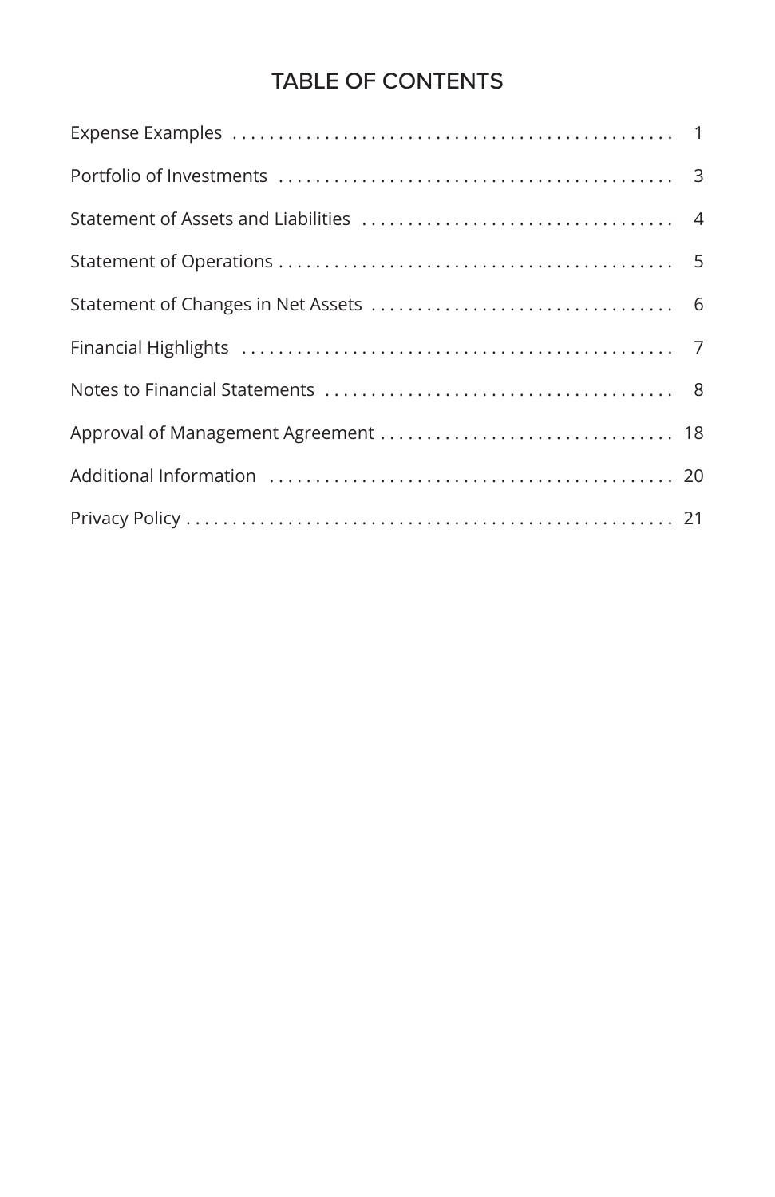# TABLE OF CONTENTS

| Section | Page |
|---|---|
| Expense Examples | 1 |
| Portfolio of Investments | 3 |
| Statement of Assets and Liabilities | 4 |
| Statement of Operations | 5 |
| Statement of Changes in Net Assets | 6 |
| Financial Highlights | 7 |
| Notes to Financial Statements | 8 |
| Approval of Management Agreement | 18 |
| Additional Information | 20 |
| Privacy Policy | 21 |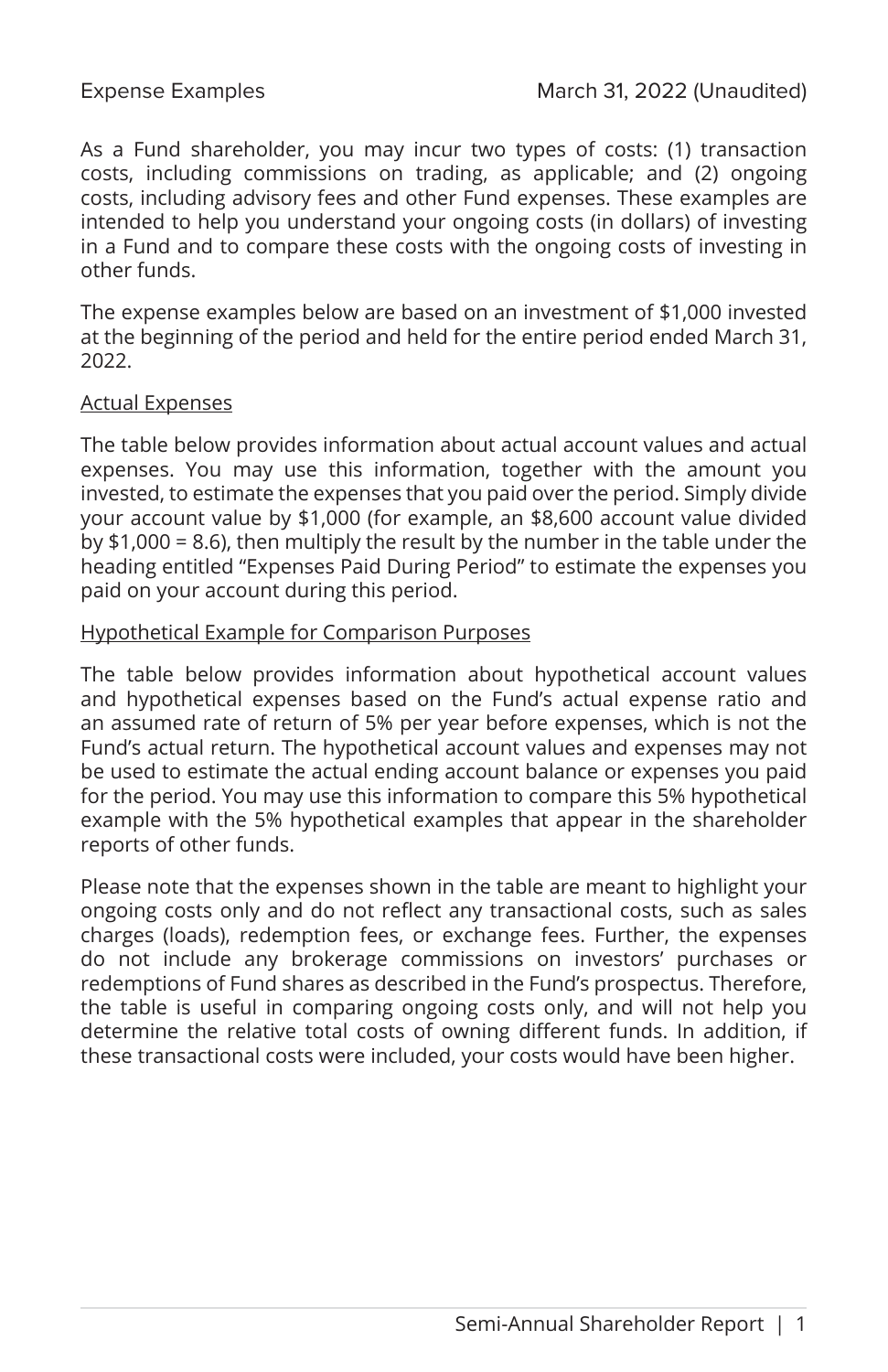Expense Examples

March 31, 2022 (Unaudited)

As a Fund shareholder, you may incur two types of costs: (1) transaction costs, including commissions on trading, as applicable; and (2) ongoing costs, including advisory fees and other Fund expenses. These examples are intended to help you understand your ongoing costs (in dollars) of investing in a Fund and to compare these costs with the ongoing costs of investing in other funds.

The expense examples below are based on an investment of $1,000 invested at the beginning of the period and held for the entire period ended March 31, 2022.

Actual Expenses

The table below provides information about actual account values and actual expenses. You may use this information, together with the amount you invested, to estimate the expenses that you paid over the period. Simply divide your account value by $1,000 (for example, an $8,600 account value divided by $1,000 = 8.6), then multiply the result by the number in the table under the heading entitled "Expenses Paid During Period" to estimate the expenses you paid on your account during this period.

Hypothetical Example for Comparison Purposes

The table below provides information about hypothetical account values and hypothetical expenses based on the Fund's actual expense ratio and an assumed rate of return of 5% per year before expenses, which is not the Fund's actual return. The hypothetical account values and expenses may not be used to estimate the actual ending account balance or expenses you paid for the period. You may use this information to compare this 5% hypothetical example with the 5% hypothetical examples that appear in the shareholder reports of other funds.

Please note that the expenses shown in the table are meant to highlight your ongoing costs only and do not reflect any transactional costs, such as sales charges (loads), redemption fees, or exchange fees. Further, the expenses do not include any brokerage commissions on investors' purchases or redemptions of Fund shares as described in the Fund's prospectus. Therefore, the table is useful in comparing ongoing costs only, and will not help you determine the relative total costs of owning different funds. In addition, if these transactional costs were included, your costs would have been higher.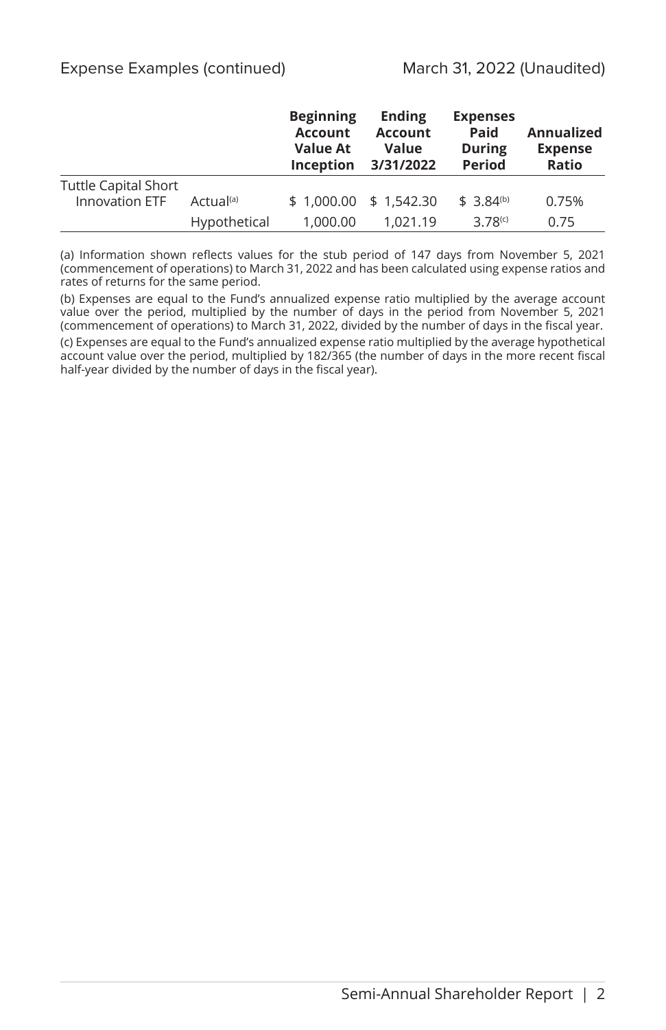Expense Examples (continued) March 31, 2022 (Unaudited)

| | | Beginning Account Value At Inception | Ending Account Value 3/31/2022 | Expenses Paid During Period | Annualized Expense Ratio |
|---|---|---|---|---|---|
| Tuttle Capital Short Innovation ETF | Actual[(a)] | $ 1,000.00 | $ 1,542.30 | $ 3.84[(b)] | 0.75% |
| | Hypothetical | 1,000.00 | 1,021.19 | 3.78[(c)] | 0.75 |

(a) Information shown reflects values for the stub period of 147 days from November 5, 2021 (commencement of operations) to March 31, 2022 and has been calculated using expense ratios and rates of returns for the same period.

(b) Expenses are equal to the Fund's annualized expense ratio multiplied by the average account value over the period, multiplied by the number of days in the period from November 5, 2021 (commencement of operations) to March 31, 2022, divided by the number of days in the fiscal year.

(c) Expenses are equal to the Fund's annualized expense ratio multiplied by the average hypothetical account value over the period, multiplied by 182/365 (the number of days in the more recent fiscal half-year divided by the number of days in the fiscal year).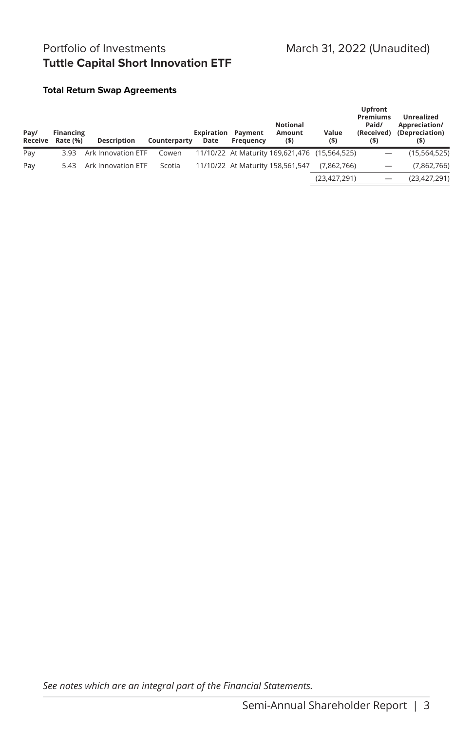Portfolio of Investments
**Tuttle Capital Short Innovation ETF**

March 31, 2022 (Unaudited)

**Total Return Swap Agreements**

| Pay/ Receive | Financing Rate (%) | Description | Counterparty | Expiration Date | Payment Frequency | Notional Amount ($) | Value ($) | Upfront Premiums Paid/ (Received) ($) | Unrealized Appreciation/ (Depreciation) ($) |
|---|---|---|---|---|---|---|---|---|---|
| Pay | 3.93 | Ark Innovation ETF | Cowen | 11/10/22 | At Maturity | 169,621,476 | (15,564,525) | — | (15,564,525) |
| Pay | 5.43 | Ark Innovation ETF | Scotia | 11/10/22 | At Maturity | 158,561,547 | (7,862,766) | — | (7,862,766) |
| | | | | | | | (23,427,291) | — | (23,427,291) |

*See notes which are an integral part of the Financial Statements.*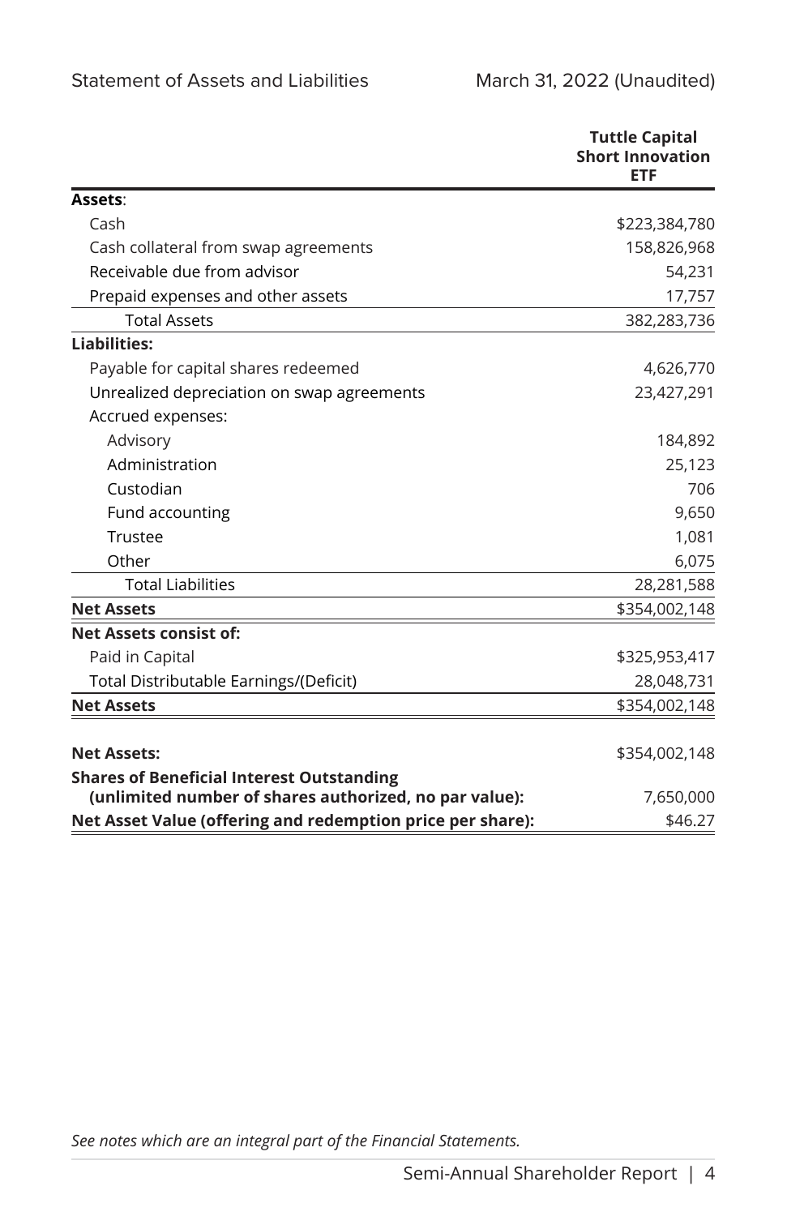Statement of Assets and Liabilities

March 31, 2022 (Unaudited)

| | Tuttle Capital Short Innovation ETF |
|---|---|
| **Assets**: | |
| Cash | $223,384,780 |
| Cash collateral from swap agreements | 158,826,968 |
| Receivable due from advisor | 54,231 |
| Prepaid expenses and other assets | 17,757 |
| Total Assets | 382,283,736 |
| **Liabilities:** | |
| Payable for capital shares redeemed | 4,626,770 |
| Unrealized depreciation on swap agreements | 23,427,291 |
| Accrued expenses: | |
| Advisory | 184,892 |
| Administration | 25,123 |
| Custodian | 706 |
| Fund accounting | 9,650 |
| Trustee | 1,081 |
| Other | 6,075 |
| Total Liabilities | 28,281,588 |
| **Net Assets** | $354,002,148 |
| **Net Assets consist of:** | |
| Paid in Capital | $325,953,417 |
| Total Distributable Earnings/(Deficit) | 28,048,731 |
| **Net Assets** | $354,002,148 |
| | |
| **Net Assets:** | $354,002,148 |
| **Shares of Beneficial Interest Outstanding (unlimited number of shares authorized, no par value):** | 7,650,000 |
| **Net Asset Value (offering and redemption price per share):** | $46.27 |

*See notes which are an integral part of the Financial Statements.*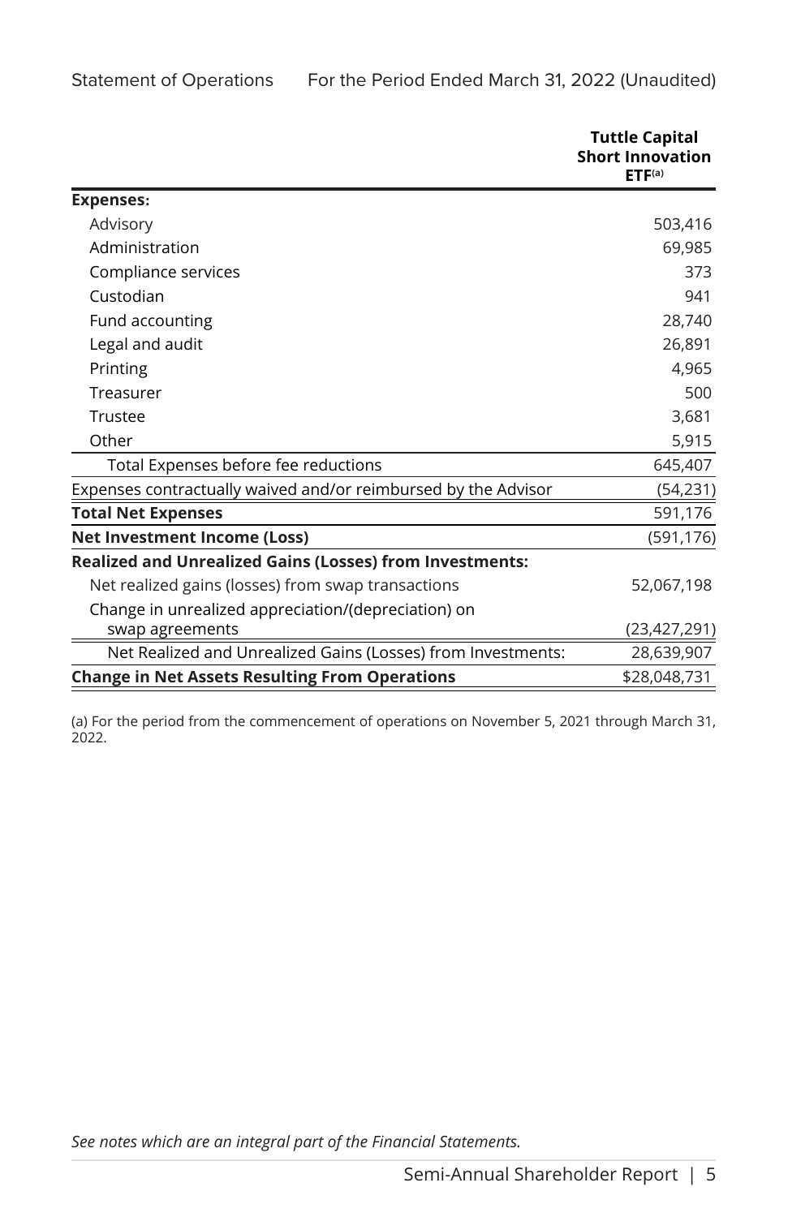Statement of Operations For the Period Ended March 31, 2022 (Unaudited)

| | Tuttle Capital Short Innovation ETF[(a)] |
|---|---|
| **Expenses:** | |
| Advisory | 503,416 |
| Administration | 69,985 |
| Compliance services | 373 |
| Custodian | 941 |
| Fund accounting | 28,740 |
| Legal and audit | 26,891 |
| Printing | 4,965 |
| Treasurer | 500 |
| Trustee | 3,681 |
| Other | 5,915 |
| Total Expenses before fee reductions | 645,407 |
| Expenses contractually waived and/or reimbursed by the Advisor | (54,231) |
| **Total Net Expenses** | 591,176 |
| **Net Investment Income (Loss)** | (591,176) |
| **Realized and Unrealized Gains (Losses) from Investments:** | |
| Net realized gains (losses) from swap transactions | 52,067,198 |
| Change in unrealized appreciation/(depreciation) on swap agreements | (23,427,291) |
| Net Realized and Unrealized Gains (Losses) from Investments: | 28,639,907 |
| **Change in Net Assets Resulting From Operations** | $28,048,731 |

(a) For the period from the commencement of operations on November 5, 2021 through March 31, 2022.

*See notes which are an integral part of the Financial Statements.*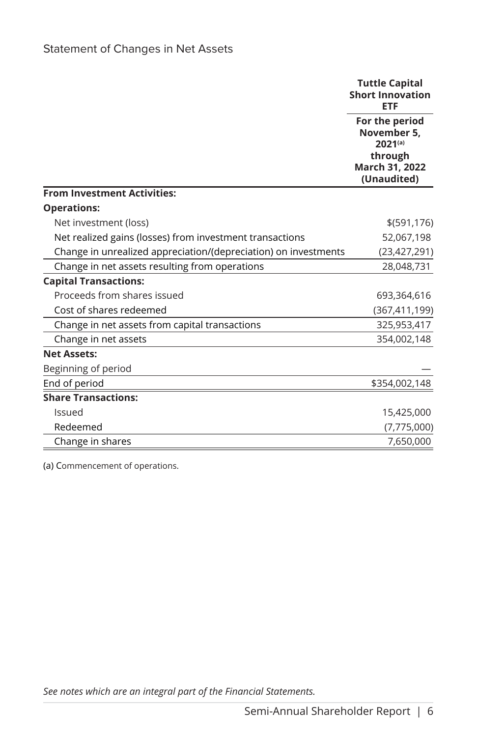# Statement of Changes in Net Assets

| | Tuttle Capital Short Innovation ETF |
|---|---|
| | For the period November 5, 2021[(a)] through March 31, 2022 (Unaudited) |
| **From Investment Activities:** | |
| **Operations:** | |
| Net investment (loss) | $(591,176) |
| Net realized gains (losses) from investment transactions | 52,067,198 |
| Change in unrealized appreciation/(depreciation) on investments | (23,427,291) |
| Change in net assets resulting from operations | 28,048,731 |
| **Capital Transactions:** | |
| Proceeds from shares issued | 693,364,616 |
| Cost of shares redeemed | (367,411,199) |
| Change in net assets from capital transactions | 325,953,417 |
| Change in net assets | 354,002,148 |
| **Net Assets:** | |
| Beginning of period | — |
| End of period | $354,002,148 |
| **Share Transactions:** | |
| Issued | 15,425,000 |
| Redeemed | (7,775,000) |
| Change in shares | 7,650,000 |

(a) Commencement of operations.

*See notes which are an integral part of the Financial Statements.*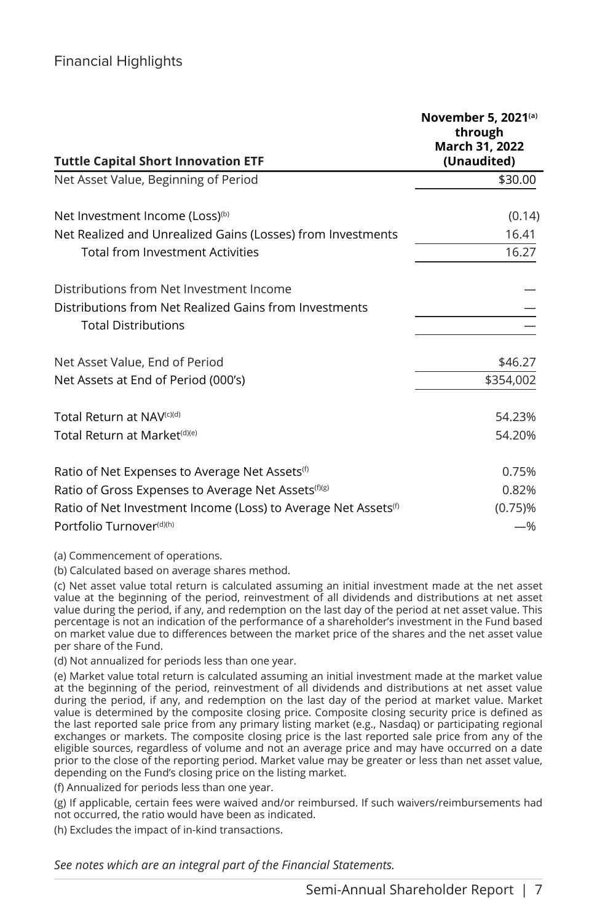## Financial Highlights

| Tuttle Capital Short Innovation ETF | November 5, 2021[a] through March 31, 2022 (Unaudited) |
|---|---|
| Net Asset Value, Beginning of Period | $30.00 |
| Net Investment Income (Loss)[b] | (0.14) |
| Net Realized and Unrealized Gains (Losses) from Investments | 16.41 |
| Total from Investment Activities | 16.27 |
| Distributions from Net Investment Income | — |
| Distributions from Net Realized Gains from Investments | — |
| Total Distributions | — |
| Net Asset Value, End of Period | $46.27 |
| Net Assets at End of Period (000's) | $354,002 |
| Total Return at NAV[c][d] | 54.23% |
| Total Return at Market[d][e] | 54.20% |
| Ratio of Net Expenses to Average Net Assets[f] | 0.75% |
| Ratio of Gross Expenses to Average Net Assets[f][g] | 0.82% |
| Ratio of Net Investment Income (Loss) to Average Net Assets[f] | (0.75)% |
| Portfolio Turnover[d][h] | —% |

(a) Commencement of operations.

(b) Calculated based on average shares method.

(c) Net asset value total return is calculated assuming an initial investment made at the net asset value at the beginning of the period, reinvestment of all dividends and distributions at net asset value during the period, if any, and redemption on the last day of the period at net asset value. This percentage is not an indication of the performance of a shareholder's investment in the Fund based on market value due to differences between the market price of the shares and the net asset value per share of the Fund.

(d) Not annualized for periods less than one year.

(e) Market value total return is calculated assuming an initial investment made at the market value at the beginning of the period, reinvestment of all dividends and distributions at net asset value during the period, if any, and redemption on the last day of the period at market value. Market value is determined by the composite closing price. Composite closing security price is defined as the last reported sale price from any primary listing market (e.g., Nasdaq) or participating regional exchanges or markets. The composite closing price is the last reported sale price from any of the eligible sources, regardless of volume and not an average price and may have occurred on a date prior to the close of the reporting period. Market value may be greater or less than net asset value, depending on the Fund's closing price on the listing market.

(f) Annualized for periods less than one year.

(g) If applicable, certain fees were waived and/or reimbursed. If such waivers/reimbursements had not occurred, the ratio would have been as indicated.

(h) Excludes the impact of in-kind transactions.

*See notes which are an integral part of the Financial Statements.*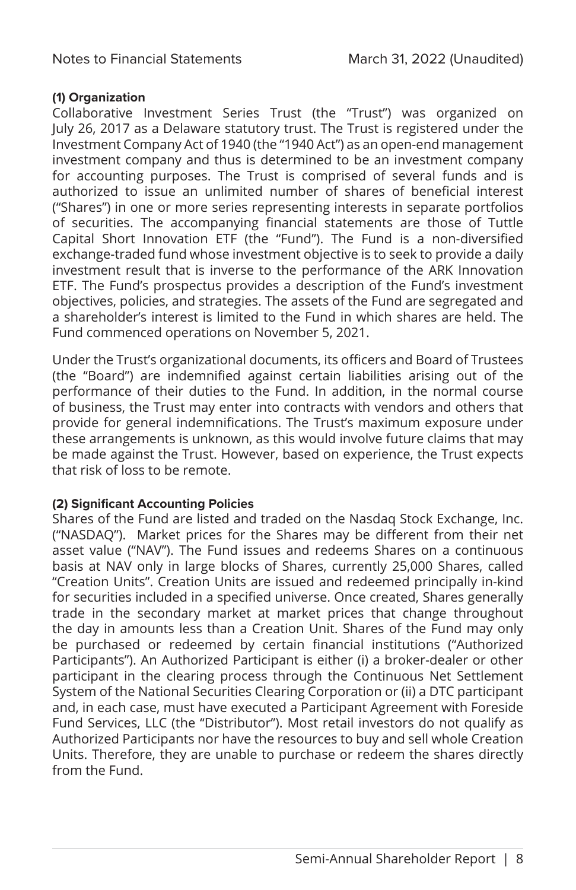### (1) Organization

Collaborative Investment Series Trust (the "Trust") was organized on July 26, 2017 as a Delaware statutory trust. The Trust is registered under the Investment Company Act of 1940 (the "1940 Act") as an open-end management investment company and thus is determined to be an investment company for accounting purposes. The Trust is comprised of several funds and is authorized to issue an unlimited number of shares of beneficial interest ("Shares") in one or more series representing interests in separate portfolios of securities. The accompanying financial statements are those of Tuttle Capital Short Innovation ETF (the "Fund"). The Fund is a non-diversified exchange-traded fund whose investment objective is to seek to provide a daily investment result that is inverse to the performance of the ARK Innovation ETF. The Fund's prospectus provides a description of the Fund's investment objectives, policies, and strategies. The assets of the Fund are segregated and a shareholder's interest is limited to the Fund in which shares are held. The Fund commenced operations on November 5, 2021.

Under the Trust's organizational documents, its officers and Board of Trustees (the "Board") are indemnified against certain liabilities arising out of the performance of their duties to the Fund. In addition, in the normal course of business, the Trust may enter into contracts with vendors and others that provide for general indemnifications. The Trust's maximum exposure under these arrangements is unknown, as this would involve future claims that may be made against the Trust. However, based on experience, the Trust expects that risk of loss to be remote.

### (2) Significant Accounting Policies

Shares of the Fund are listed and traded on the Nasdaq Stock Exchange, Inc. ("NASDAQ"). Market prices for the Shares may be different from their net asset value ("NAV"). The Fund issues and redeems Shares on a continuous basis at NAV only in large blocks of Shares, currently 25,000 Shares, called "Creation Units". Creation Units are issued and redeemed principally in-kind for securities included in a specified universe. Once created, Shares generally trade in the secondary market at market prices that change throughout the day in amounts less than a Creation Unit. Shares of the Fund may only be purchased or redeemed by certain financial institutions ("Authorized Participants"). An Authorized Participant is either (i) a broker-dealer or other participant in the clearing process through the Continuous Net Settlement System of the National Securities Clearing Corporation or (ii) a DTC participant and, in each case, must have executed a Participant Agreement with Foreside Fund Services, LLC (the "Distributor"). Most retail investors do not qualify as Authorized Participants nor have the resources to buy and sell whole Creation Units. Therefore, they are unable to purchase or redeem the shares directly from the Fund.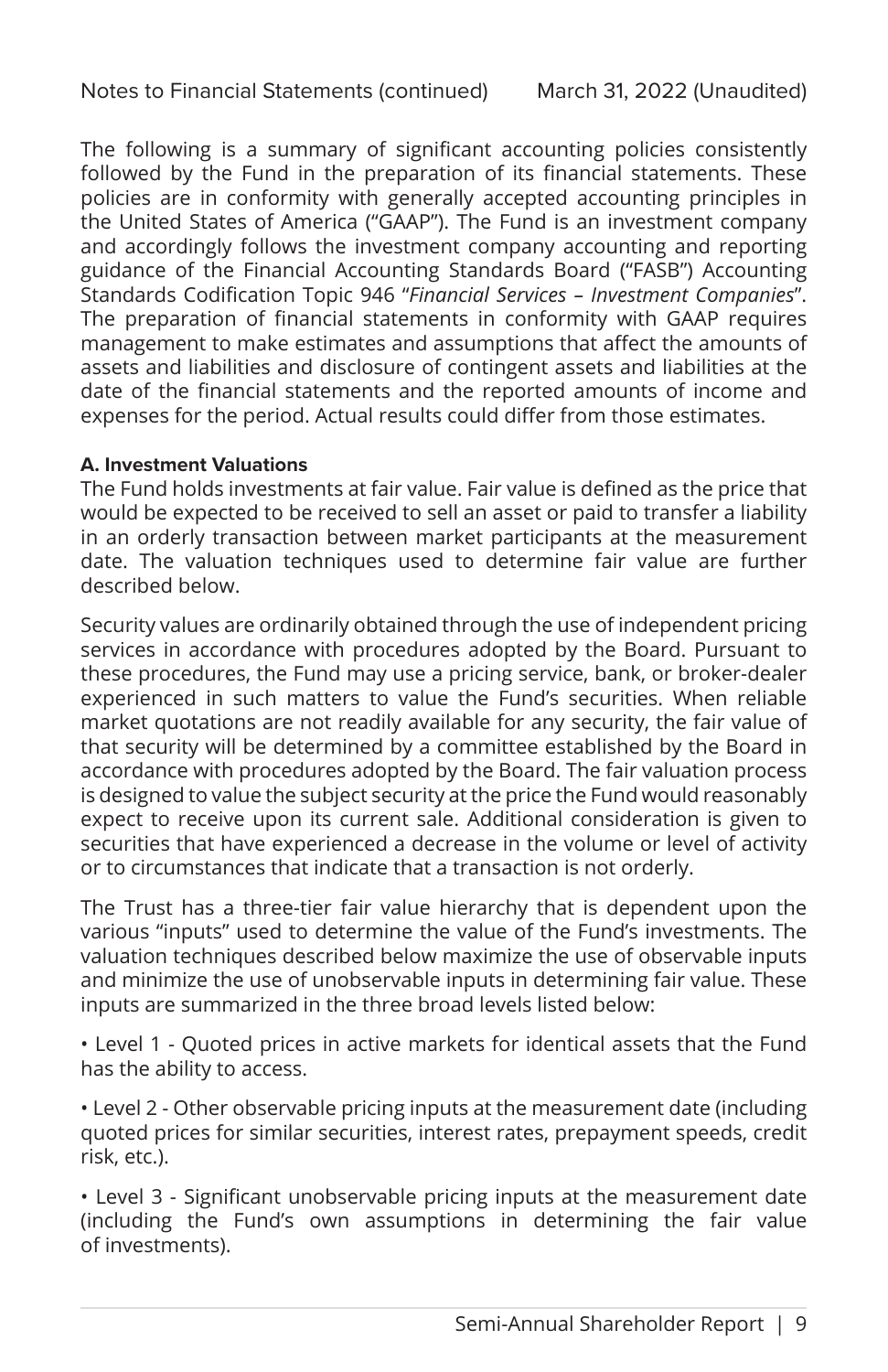The following is a summary of significant accounting policies consistently followed by the Fund in the preparation of its financial statements. These policies are in conformity with generally accepted accounting principles in the United States of America ("GAAP"). The Fund is an investment company and accordingly follows the investment company accounting and reporting guidance of the Financial Accounting Standards Board ("FASB") Accounting Standards Codification Topic 946 "*Financial Services – Investment Companies*". The preparation of financial statements in conformity with GAAP requires management to make estimates and assumptions that affect the amounts of assets and liabilities and disclosure of contingent assets and liabilities at the date of the financial statements and the reported amounts of income and expenses for the period. Actual results could differ from those estimates.

**A. Investment Valuations**

The Fund holds investments at fair value. Fair value is defined as the price that would be expected to be received to sell an asset or paid to transfer a liability in an orderly transaction between market participants at the measurement date. The valuation techniques used to determine fair value are further described below.

Security values are ordinarily obtained through the use of independent pricing services in accordance with procedures adopted by the Board. Pursuant to these procedures, the Fund may use a pricing service, bank, or broker-dealer experienced in such matters to value the Fund's securities. When reliable market quotations are not readily available for any security, the fair value of that security will be determined by a committee established by the Board in accordance with procedures adopted by the Board. The fair valuation process is designed to value the subject security at the price the Fund would reasonably expect to receive upon its current sale. Additional consideration is given to securities that have experienced a decrease in the volume or level of activity or to circumstances that indicate that a transaction is not orderly.

The Trust has a three-tier fair value hierarchy that is dependent upon the various "inputs" used to determine the value of the Fund's investments. The valuation techniques described below maximize the use of observable inputs and minimize the use of unobservable inputs in determining fair value. These inputs are summarized in the three broad levels listed below:

- Level 1 - Quoted prices in active markets for identical assets that the Fund has the ability to access.
- Level 2 - Other observable pricing inputs at the measurement date (including quoted prices for similar securities, interest rates, prepayment speeds, credit risk, etc.).
- Level 3 - Significant unobservable pricing inputs at the measurement date (including the Fund's own assumptions in determining the fair value of investments).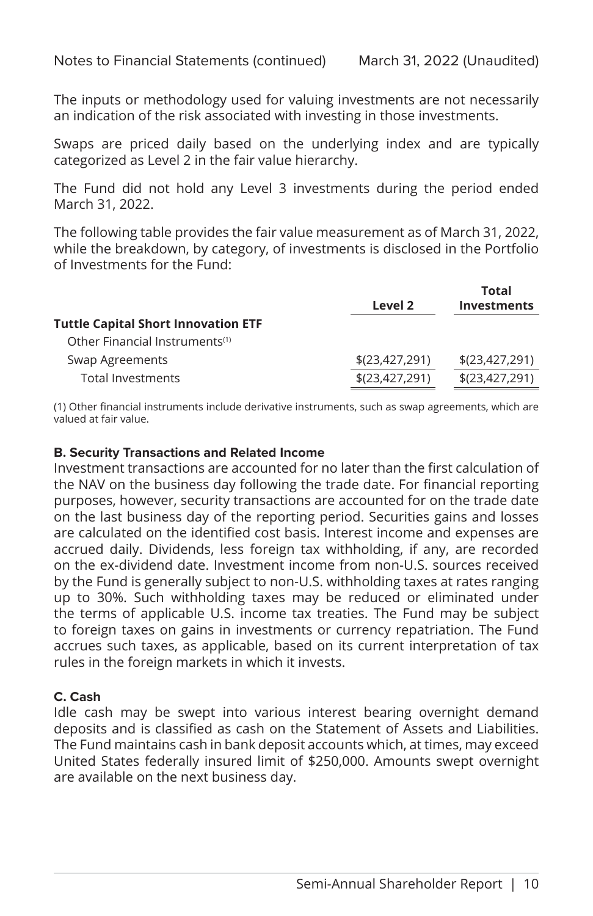The inputs or methodology used for valuing investments are not necessarily an indication of the risk associated with investing in those investments.

Swaps are priced daily based on the underlying index and are typically categorized as Level 2 in the fair value hierarchy.

The Fund did not hold any Level 3 investments during the period ended March 31, 2022.

The following table provides the fair value measurement as of March 31, 2022, while the breakdown, by category, of investments is disclosed in the Portfolio of Investments for the Fund:

| | Level 2 | Total Investments |
|---|---|---|
| **Tuttle Capital Short Innovation ETF** | | |
| Other Financial Instruments[1] | | |
| Swap Agreements | $(23,427,291) | $(23,427,291) |
| Total Investments | $(23,427,291) | $(23,427,291) |

(1) Other financial instruments include derivative instruments, such as swap agreements, which are valued at fair value.

### B. Security Transactions and Related Income

Investment transactions are accounted for no later than the first calculation of the NAV on the business day following the trade date. For financial reporting purposes, however, security transactions are accounted for on the trade date on the last business day of the reporting period. Securities gains and losses are calculated on the identified cost basis. Interest income and expenses are accrued daily. Dividends, less foreign tax withholding, if any, are recorded on the ex-dividend date. Investment income from non-U.S. sources received by the Fund is generally subject to non-U.S. withholding taxes at rates ranging up to 30%. Such withholding taxes may be reduced or eliminated under the terms of applicable U.S. income tax treaties. The Fund may be subject to foreign taxes on gains in investments or currency repatriation. The Fund accrues such taxes, as applicable, based on its current interpretation of tax rules in the foreign markets in which it invests.

### C. Cash

Idle cash may be swept into various interest bearing overnight demand deposits and is classified as cash on the Statement of Assets and Liabilities. The Fund maintains cash in bank deposit accounts which, at times, may exceed United States federally insured limit of $250,000. Amounts swept overnight are available on the next business day.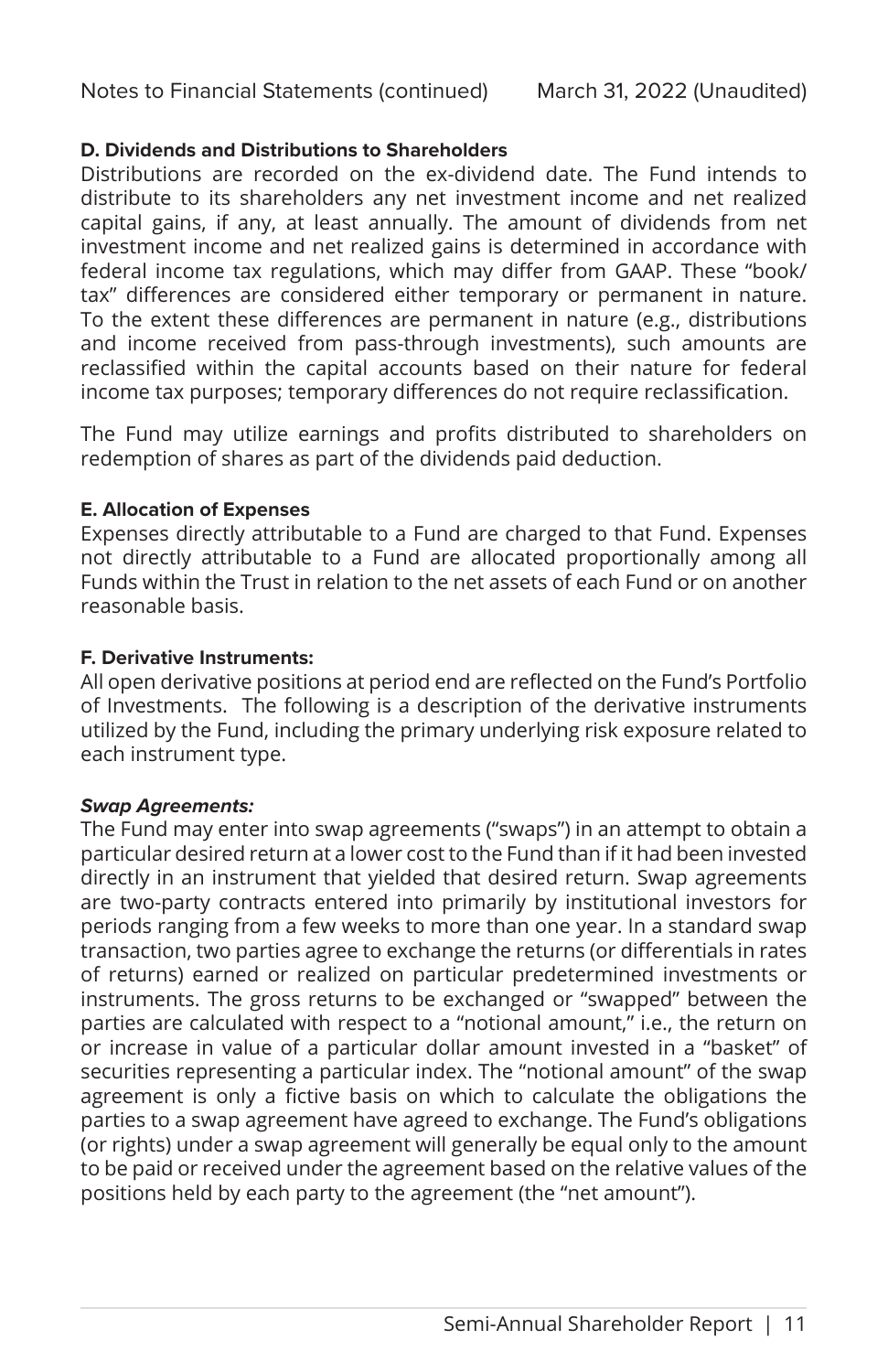**D. Dividends and Distributions to Shareholders**

Distributions are recorded on the ex-dividend date. The Fund intends to distribute to its shareholders any net investment income and net realized capital gains, if any, at least annually. The amount of dividends from net investment income and net realized gains is determined in accordance with federal income tax regulations, which may differ from GAAP. These "book/tax" differences are considered either temporary or permanent in nature. To the extent these differences are permanent in nature (e.g., distributions and income received from pass-through investments), such amounts are reclassified within the capital accounts based on their nature for federal income tax purposes; temporary differences do not require reclassification.

The Fund may utilize earnings and profits distributed to shareholders on redemption of shares as part of the dividends paid deduction.

**E. Allocation of Expenses**

Expenses directly attributable to a Fund are charged to that Fund. Expenses not directly attributable to a Fund are allocated proportionally among all Funds within the Trust in relation to the net assets of each Fund or on another reasonable basis.

**F. Derivative Instruments:**

All open derivative positions at period end are reflected on the Fund's Portfolio of Investments. The following is a description of the derivative instruments utilized by the Fund, including the primary underlying risk exposure related to each instrument type.

***Swap Agreements:***

The Fund may enter into swap agreements ("swaps") in an attempt to obtain a particular desired return at a lower cost to the Fund than if it had been invested directly in an instrument that yielded that desired return. Swap agreements are two-party contracts entered into primarily by institutional investors for periods ranging from a few weeks to more than one year. In a standard swap transaction, two parties agree to exchange the returns (or differentials in rates of returns) earned or realized on particular predetermined investments or instruments. The gross returns to be exchanged or "swapped" between the parties are calculated with respect to a "notional amount," i.e., the return on or increase in value of a particular dollar amount invested in a "basket" of securities representing a particular index. The "notional amount" of the swap agreement is only a fictive basis on which to calculate the obligations the parties to a swap agreement have agreed to exchange. The Fund's obligations (or rights) under a swap agreement will generally be equal only to the amount to be paid or received under the agreement based on the relative values of the positions held by each party to the agreement (the "net amount").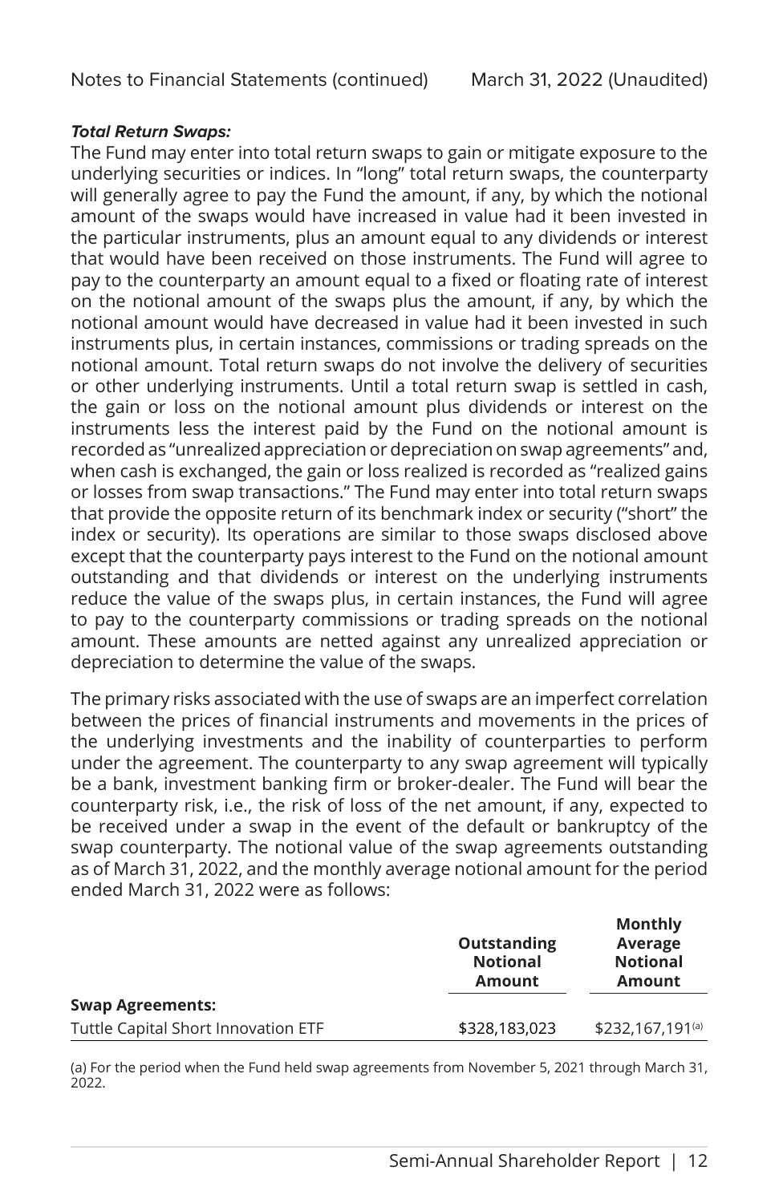***Total Return Swaps:***
The Fund may enter into total return swaps to gain or mitigate exposure to the underlying securities or indices. In "long" total return swaps, the counterparty will generally agree to pay the Fund the amount, if any, by which the notional amount of the swaps would have increased in value had it been invested in the particular instruments, plus an amount equal to any dividends or interest that would have been received on those instruments. The Fund will agree to pay to the counterparty an amount equal to a fixed or floating rate of interest on the notional amount of the swaps plus the amount, if any, by which the notional amount would have decreased in value had it been invested in such instruments plus, in certain instances, commissions or trading spreads on the notional amount. Total return swaps do not involve the delivery of securities or other underlying instruments. Until a total return swap is settled in cash, the gain or loss on the notional amount plus dividends or interest on the instruments less the interest paid by the Fund on the notional amount is recorded as "unrealized appreciation or depreciation on swap agreements" and, when cash is exchanged, the gain or loss realized is recorded as "realized gains or losses from swap transactions." The Fund may enter into total return swaps that provide the opposite return of its benchmark index or security ("short" the index or security). Its operations are similar to those swaps disclosed above except that the counterparty pays interest to the Fund on the notional amount outstanding and that dividends or interest on the underlying instruments reduce the value of the swaps plus, in certain instances, the Fund will agree to pay to the counterparty commissions or trading spreads on the notional amount. These amounts are netted against any unrealized appreciation or depreciation to determine the value of the swaps.

The primary risks associated with the use of swaps are an imperfect correlation between the prices of financial instruments and movements in the prices of the underlying investments and the inability of counterparties to perform under the agreement. The counterparty to any swap agreement will typically be a bank, investment banking firm or broker-dealer. The Fund will bear the counterparty risk, i.e., the risk of loss of the net amount, if any, expected to be received under a swap in the event of the default or bankruptcy of the swap counterparty. The notional value of the swap agreements outstanding as of March 31, 2022, and the monthly average notional amount for the period ended March 31, 2022 were as follows:

| | Outstanding Notional Amount | Monthly Average Notional Amount |
|---|---|---|
| **Swap Agreements:** | | |
| Tuttle Capital Short Innovation ETF | $328,183,023 | $232,167,191[(a)] |

(a) For the period when the Fund held swap agreements from November 5, 2021 through March 31, 2022.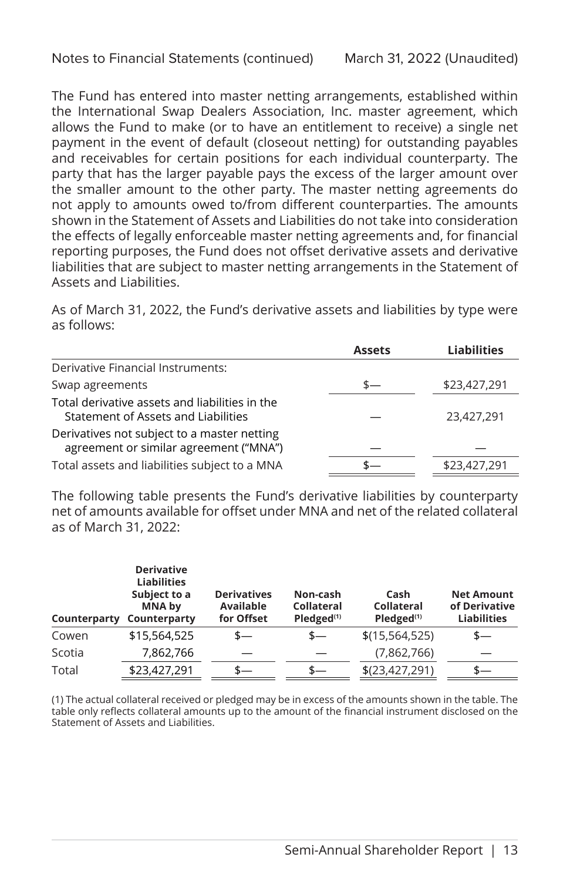The Fund has entered into master netting arrangements, established within the International Swap Dealers Association, Inc. master agreement, which allows the Fund to make (or to have an entitlement to receive) a single net payment in the event of default (closeout netting) for outstanding payables and receivables for certain positions for each individual counterparty. The party that has the larger payable pays the excess of the larger amount over the smaller amount to the other party. The master netting agreements do not apply to amounts owed to/from different counterparties. The amounts shown in the Statement of Assets and Liabilities do not take into consideration the effects of legally enforceable master netting agreements and, for financial reporting purposes, the Fund does not offset derivative assets and derivative liabilities that are subject to master netting arrangements in the Statement of Assets and Liabilities.

As of March 31, 2022, the Fund's derivative assets and liabilities by type were as follows:

| | Assets | Liabilities |
|---|---|---|
| Derivative Financial Instruments: | | |
| Swap agreements | $— | $23,427,291 |
| Total derivative assets and liabilities in the Statement of Assets and Liabilities | — | 23,427,291 |
| Derivatives not subject to a master netting agreement or similar agreement ("MNA") | — | — |
| Total assets and liabilities subject to a MNA | $— | $23,427,291 |

The following table presents the Fund's derivative liabilities by counterparty net of amounts available for offset under MNA and net of the related collateral as of March 31, 2022:

| Counterparty | Derivative Liabilities Subject to a MNA by Counterparty | Derivatives Available for Offset | Non-cash Collateral Pledged[(1)] | Cash Collateral Pledged[(1)] | Net Amount of Derivative Liabilities |
|---|---|---|---|---|---|
| Cowen | $15,564,525 | $— | $— | $(15,564,525) | $— |
| Scotia | 7,862,766 | — | — | (7,862,766) | — |
| Total | $23,427,291 | $— | $— | $(23,427,291) | $— |

(1) The actual collateral received or pledged may be in excess of the amounts shown in the table. The table only reflects collateral amounts up to the amount of the financial instrument disclosed on the Statement of Assets and Liabilities.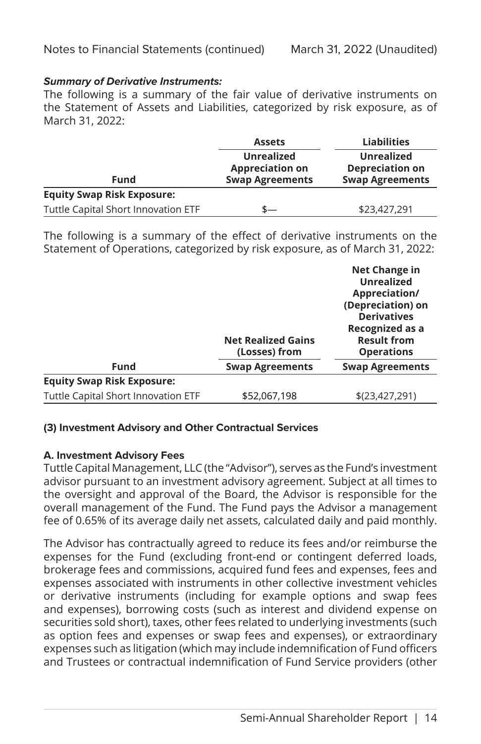***Summary of Derivative Instruments:***

The following is a summary of the fair value of derivative instruments on the Statement of Assets and Liabilities, categorized by risk exposure, as of March 31, 2022:

| | Assets | Liabilities |
|---|---|---|
| **Fund** | **Unrealized Appreciation on Swap Agreements** | **Unrealized Depreciation on Swap Agreements** |
| **Equity Swap Risk Exposure:** | | |
| Tuttle Capital Short Innovation ETF | $— | $23,427,291 |

The following is a summary of the effect of derivative instruments on the Statement of Operations, categorized by risk exposure, as of March 31, 2022:

| | Net Realized Gains (Losses) from | Net Change in Unrealized Appreciation/ (Depreciation) on Derivatives Recognized as a Result from Operations |
|---|---|---|
| **Fund** | **Swap Agreements** | **Swap Agreements** |
| **Equity Swap Risk Exposure:** | | |
| Tuttle Capital Short Innovation ETF | $52,067,198 | $(23,427,291) |

### (3) Investment Advisory and Other Contractual Services

#### A. Investment Advisory Fees

Tuttle Capital Management, LLC (the "Advisor"), serves as the Fund's investment advisor pursuant to an investment advisory agreement. Subject at all times to the oversight and approval of the Board, the Advisor is responsible for the overall management of the Fund. The Fund pays the Advisor a management fee of 0.65% of its average daily net assets, calculated daily and paid monthly.

The Advisor has contractually agreed to reduce its fees and/or reimburse the expenses for the Fund (excluding front-end or contingent deferred loads, brokerage fees and commissions, acquired fund fees and expenses, fees and expenses associated with instruments in other collective investment vehicles or derivative instruments (including for example options and swap fees and expenses), borrowing costs (such as interest and dividend expense on securities sold short), taxes, other fees related to underlying investments (such as option fees and expenses or swap fees and expenses), or extraordinary expenses such as litigation (which may include indemnification of Fund officers and Trustees or contractual indemnification of Fund Service providers (other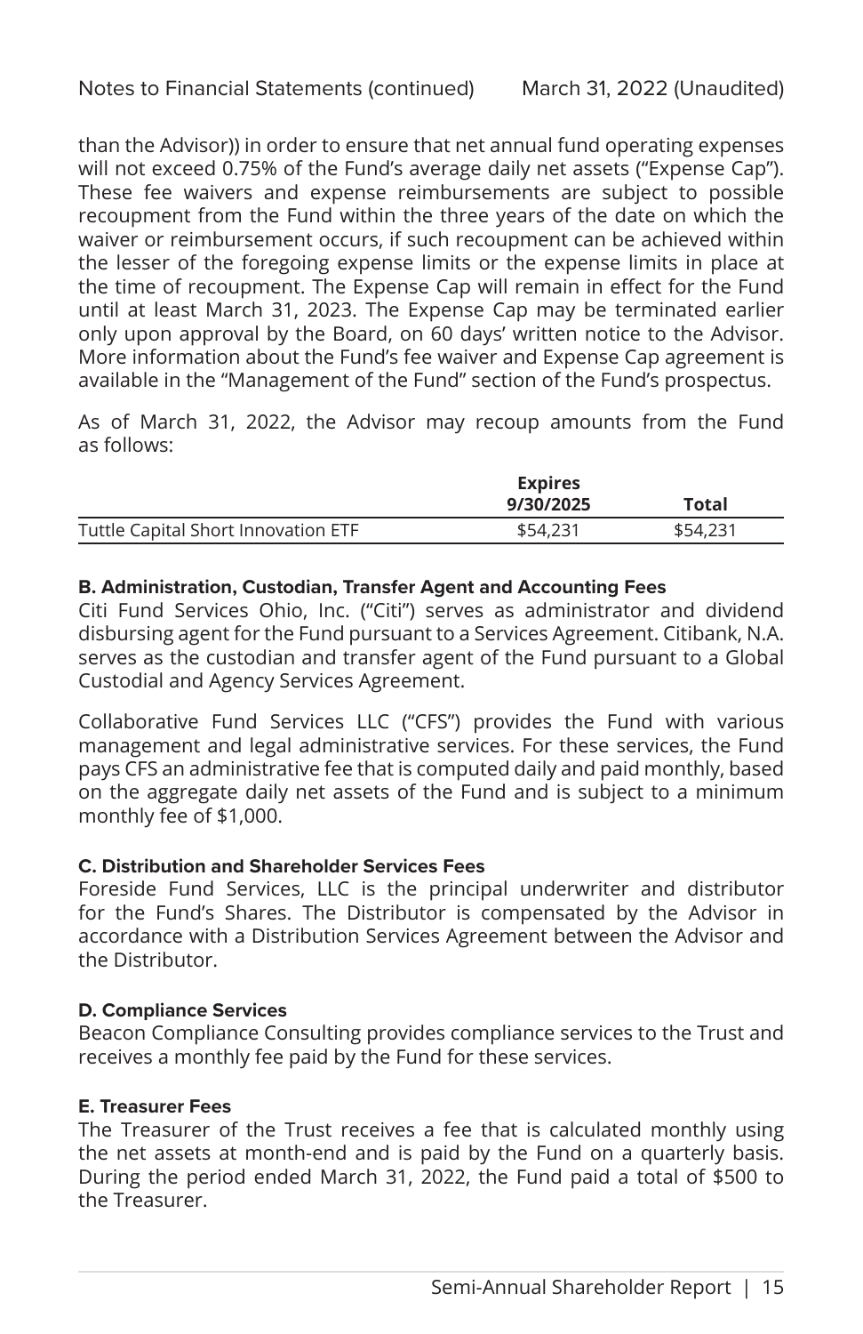than the Advisor)) in order to ensure that net annual fund operating expenses will not exceed 0.75% of the Fund's average daily net assets ("Expense Cap"). These fee waivers and expense reimbursements are subject to possible recoupment from the Fund within the three years of the date on which the waiver or reimbursement occurs, if such recoupment can be achieved within the lesser of the foregoing expense limits or the expense limits in place at the time of recoupment. The Expense Cap will remain in effect for the Fund until at least March 31, 2023. The Expense Cap may be terminated earlier only upon approval by the Board, on 60 days' written notice to the Advisor. More information about the Fund's fee waiver and Expense Cap agreement is available in the "Management of the Fund" section of the Fund's prospectus.

As of March 31, 2022, the Advisor may recoup amounts from the Fund as follows:

| | Expires 9/30/2025 | Total |
|---|---|---|
| Tuttle Capital Short Innovation ETF | $54,231 | $54,231 |

#### B. Administration, Custodian, Transfer Agent and Accounting Fees

Citi Fund Services Ohio, Inc. ("Citi") serves as administrator and dividend disbursing agent for the Fund pursuant to a Services Agreement. Citibank, N.A. serves as the custodian and transfer agent of the Fund pursuant to a Global Custodial and Agency Services Agreement.

Collaborative Fund Services LLC ("CFS") provides the Fund with various management and legal administrative services. For these services, the Fund pays CFS an administrative fee that is computed daily and paid monthly, based on the aggregate daily net assets of the Fund and is subject to a minimum monthly fee of $1,000.

#### C. Distribution and Shareholder Services Fees

Foreside Fund Services, LLC is the principal underwriter and distributor for the Fund's Shares. The Distributor is compensated by the Advisor in accordance with a Distribution Services Agreement between the Advisor and the Distributor.

#### D. Compliance Services

Beacon Compliance Consulting provides compliance services to the Trust and receives a monthly fee paid by the Fund for these services.

#### E. Treasurer Fees

The Treasurer of the Trust receives a fee that is calculated monthly using the net assets at month-end and is paid by the Fund on a quarterly basis. During the period ended March 31, 2022, the Fund paid a total of $500 to the Treasurer.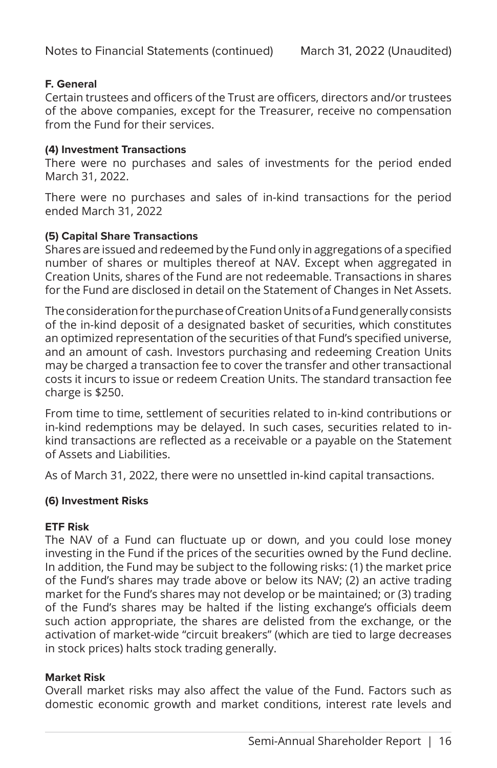**F. General**

Certain trustees and officers of the Trust are officers, directors and/or trustees of the above companies, except for the Treasurer, receive no compensation from the Fund for their services.

**(4) Investment Transactions**

There were no purchases and sales of investments for the period ended March 31, 2022.

There were no purchases and sales of in-kind transactions for the period ended March 31, 2022

**(5) Capital Share Transactions**

Shares are issued and redeemed by the Fund only in aggregations of a specified number of shares or multiples thereof at NAV. Except when aggregated in Creation Units, shares of the Fund are not redeemable. Transactions in shares for the Fund are disclosed in detail on the Statement of Changes in Net Assets.

The consideration for the purchase of Creation Units of a Fund generally consists of the in-kind deposit of a designated basket of securities, which constitutes an optimized representation of the securities of that Fund's specified universe, and an amount of cash. Investors purchasing and redeeming Creation Units may be charged a transaction fee to cover the transfer and other transactional costs it incurs to issue or redeem Creation Units. The standard transaction fee charge is $250.

From time to time, settlement of securities related to in-kind contributions or in-kind redemptions may be delayed. In such cases, securities related to in-kind transactions are reflected as a receivable or a payable on the Statement of Assets and Liabilities.

As of March 31, 2022, there were no unsettled in-kind capital transactions.

**(6) Investment Risks**

**ETF Risk**

The NAV of a Fund can fluctuate up or down, and you could lose money investing in the Fund if the prices of the securities owned by the Fund decline. In addition, the Fund may be subject to the following risks: (1) the market price of the Fund's shares may trade above or below its NAV; (2) an active trading market for the Fund's shares may not develop or be maintained; or (3) trading of the Fund's shares may be halted if the listing exchange's officials deem such action appropriate, the shares are delisted from the exchange, or the activation of market-wide "circuit breakers" (which are tied to large decreases in stock prices) halts stock trading generally.

**Market Risk**

Overall market risks may also affect the value of the Fund. Factors such as domestic economic growth and market conditions, interest rate levels and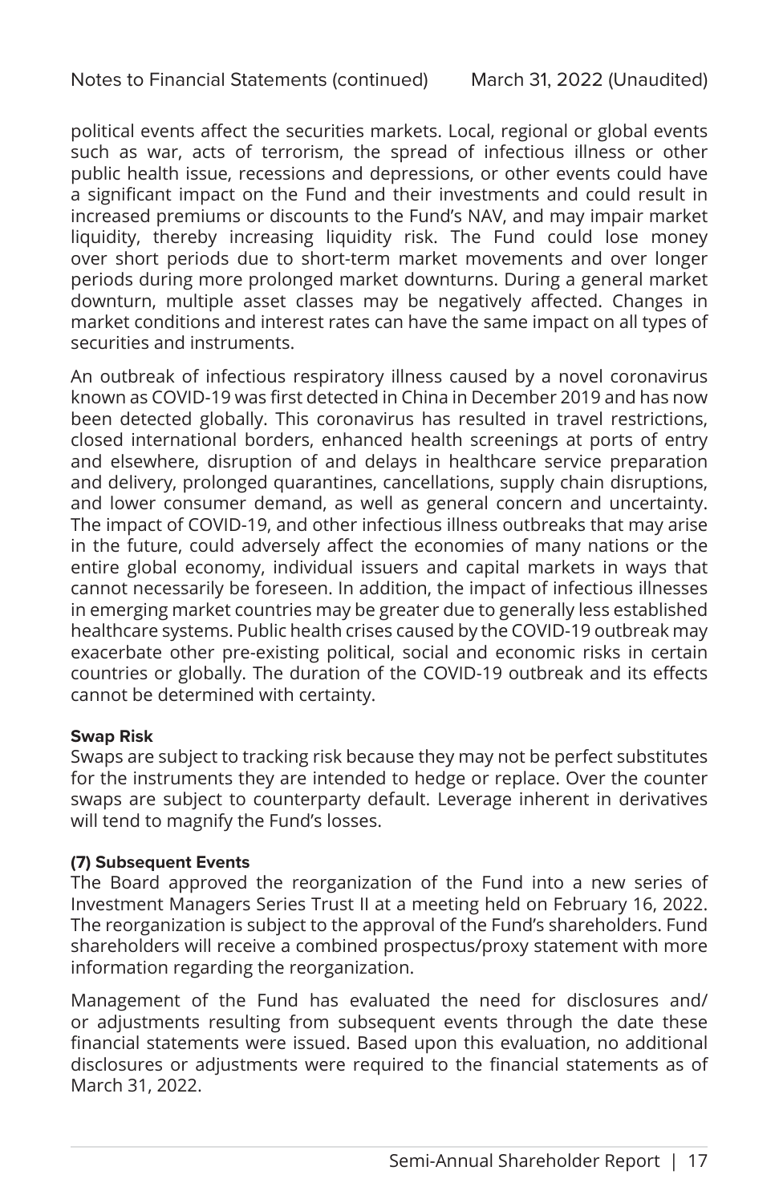political events affect the securities markets. Local, regional or global events such as war, acts of terrorism, the spread of infectious illness or other public health issue, recessions and depressions, or other events could have a significant impact on the Fund and their investments and could result in increased premiums or discounts to the Fund's NAV, and may impair market liquidity, thereby increasing liquidity risk. The Fund could lose money over short periods due to short-term market movements and over longer periods during more prolonged market downturns. During a general market downturn, multiple asset classes may be negatively affected. Changes in market conditions and interest rates can have the same impact on all types of securities and instruments.

An outbreak of infectious respiratory illness caused by a novel coronavirus known as COVID-19 was first detected in China in December 2019 and has now been detected globally. This coronavirus has resulted in travel restrictions, closed international borders, enhanced health screenings at ports of entry and elsewhere, disruption of and delays in healthcare service preparation and delivery, prolonged quarantines, cancellations, supply chain disruptions, and lower consumer demand, as well as general concern and uncertainty. The impact of COVID-19, and other infectious illness outbreaks that may arise in the future, could adversely affect the economies of many nations or the entire global economy, individual issuers and capital markets in ways that cannot necessarily be foreseen. In addition, the impact of infectious illnesses in emerging market countries may be greater due to generally less established healthcare systems. Public health crises caused by the COVID-19 outbreak may exacerbate other pre-existing political, social and economic risks in certain countries or globally. The duration of the COVID-19 outbreak and its effects cannot be determined with certainty.

**Swap Risk**

Swaps are subject to tracking risk because they may not be perfect substitutes for the instruments they are intended to hedge or replace. Over the counter swaps are subject to counterparty default. Leverage inherent in derivatives will tend to magnify the Fund's losses.

**(7) Subsequent Events**

The Board approved the reorganization of the Fund into a new series of Investment Managers Series Trust II at a meeting held on February 16, 2022. The reorganization is subject to the approval of the Fund's shareholders. Fund shareholders will receive a combined prospectus/proxy statement with more information regarding the reorganization.

Management of the Fund has evaluated the need for disclosures and/or adjustments resulting from subsequent events through the date these financial statements were issued. Based upon this evaluation, no additional disclosures or adjustments were required to the financial statements as of March 31, 2022.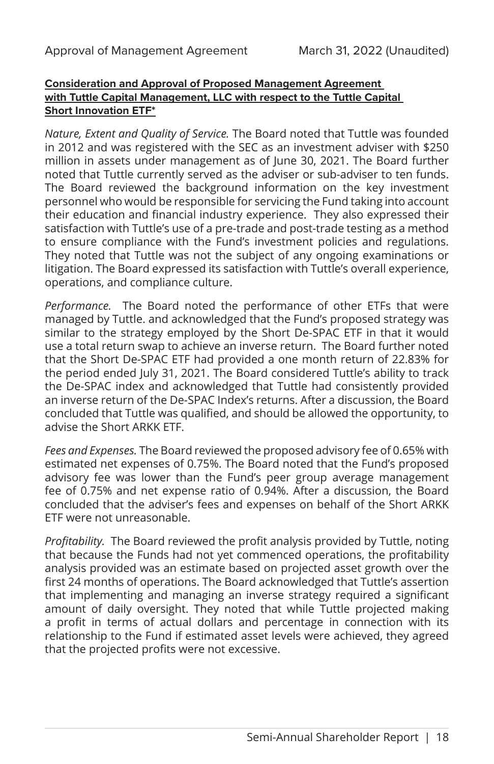**Consideration and Approval of Proposed Management Agreement with Tuttle Capital Management, LLC with respect to the Tuttle Capital Short Innovation ETF***

*Nature, Extent and Quality of Service.* The Board noted that Tuttle was founded in 2012 and was registered with the SEC as an investment adviser with $250 million in assets under management as of June 30, 2021. The Board further noted that Tuttle currently served as the adviser or sub-adviser to ten funds. The Board reviewed the background information on the key investment personnel who would be responsible for servicing the Fund taking into account their education and financial industry experience. They also expressed their satisfaction with Tuttle's use of a pre-trade and post-trade testing as a method to ensure compliance with the Fund's investment policies and regulations. They noted that Tuttle was not the subject of any ongoing examinations or litigation. The Board expressed its satisfaction with Tuttle's overall experience, operations, and compliance culture.

*Performance.* The Board noted the performance of other ETFs that were managed by Tuttle. and acknowledged that the Fund's proposed strategy was similar to the strategy employed by the Short De-SPAC ETF in that it would use a total return swap to achieve an inverse return. The Board further noted that the Short De-SPAC ETF had provided a one month return of 22.83% for the period ended July 31, 2021. The Board considered Tuttle's ability to track the De-SPAC index and acknowledged that Tuttle had consistently provided an inverse return of the De-SPAC Index's returns. After a discussion, the Board concluded that Tuttle was qualified, and should be allowed the opportunity, to advise the Short ARKK ETF.

*Fees and Expenses.* The Board reviewed the proposed advisory fee of 0.65% with estimated net expenses of 0.75%. The Board noted that the Fund's proposed advisory fee was lower than the Fund's peer group average management fee of 0.75% and net expense ratio of 0.94%. After a discussion, the Board concluded that the adviser's fees and expenses on behalf of the Short ARKK ETF were not unreasonable.

*Profitability.* The Board reviewed the profit analysis provided by Tuttle, noting that because the Funds had not yet commenced operations, the profitability analysis provided was an estimate based on projected asset growth over the first 24 months of operations. The Board acknowledged that Tuttle's assertion that implementing and managing an inverse strategy required a significant amount of daily oversight. They noted that while Tuttle projected making a profit in terms of actual dollars and percentage in connection with its relationship to the Fund if estimated asset levels were achieved, they agreed that the projected profits were not excessive.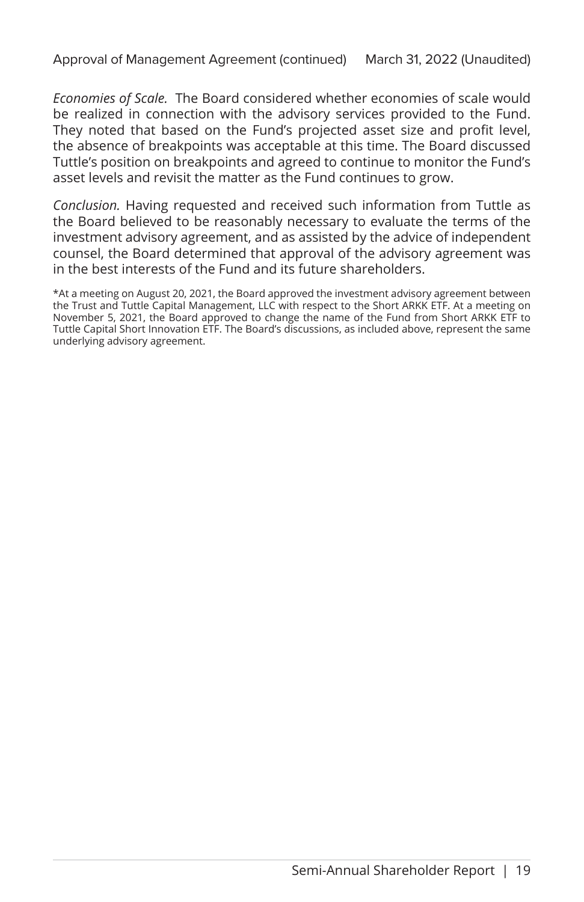*Economies of Scale.* The Board considered whether economies of scale would be realized in connection with the advisory services provided to the Fund. They noted that based on the Fund's projected asset size and profit level, the absence of breakpoints was acceptable at this time. The Board discussed Tuttle's position on breakpoints and agreed to continue to monitor the Fund's asset levels and revisit the matter as the Fund continues to grow.

*Conclusion.* Having requested and received such information from Tuttle as the Board believed to be reasonably necessary to evaluate the terms of the investment advisory agreement, and as assisted by the advice of independent counsel, the Board determined that approval of the advisory agreement was in the best interests of the Fund and its future shareholders.

*At a meeting on August 20, 2021, the Board approved the investment advisory agreement between the Trust and Tuttle Capital Management, LLC with respect to the Short ARKK ETF. At a meeting on November 5, 2021, the Board approved to change the name of the Fund from Short ARKK ETF to Tuttle Capital Short Innovation ETF. The Board's discussions, as included above, represent the same underlying advisory agreement.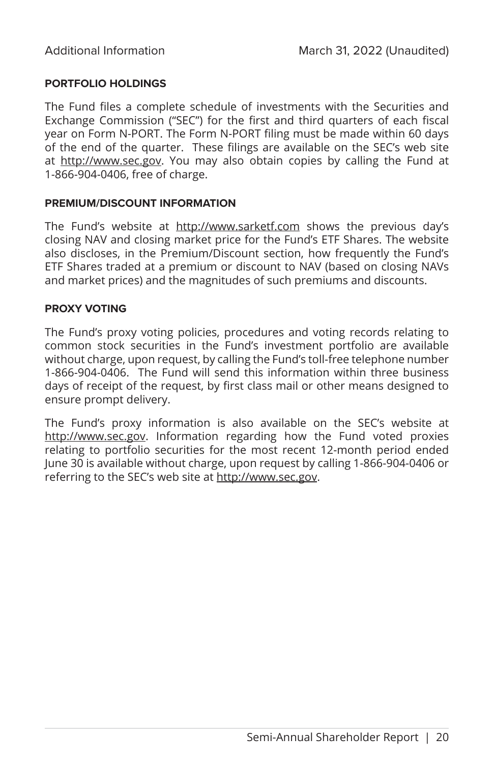## PORTFOLIO HOLDINGS

The Fund files a complete schedule of investments with the Securities and Exchange Commission ("SEC") for the first and third quarters of each fiscal year on Form N-PORT. The Form N-PORT filing must be made within 60 days of the end of the quarter. These filings are available on the SEC's web site at http://www.sec.gov. You may also obtain copies by calling the Fund at 1-866-904-0406, free of charge.

## PREMIUM/DISCOUNT INFORMATION

The Fund's website at http://www.sarketf.com shows the previous day's closing NAV and closing market price for the Fund's ETF Shares. The website also discloses, in the Premium/Discount section, how frequently the Fund's ETF Shares traded at a premium or discount to NAV (based on closing NAVs and market prices) and the magnitudes of such premiums and discounts.

## PROXY VOTING

The Fund's proxy voting policies, procedures and voting records relating to common stock securities in the Fund's investment portfolio are available without charge, upon request, by calling the Fund's toll-free telephone number 1-866-904-0406. The Fund will send this information within three business days of receipt of the request, by first class mail or other means designed to ensure prompt delivery.

The Fund's proxy information is also available on the SEC's website at http://www.sec.gov. Information regarding how the Fund voted proxies relating to portfolio securities for the most recent 12-month period ended June 30 is available without charge, upon request by calling 1-866-904-0406 or referring to the SEC's web site at http://www.sec.gov.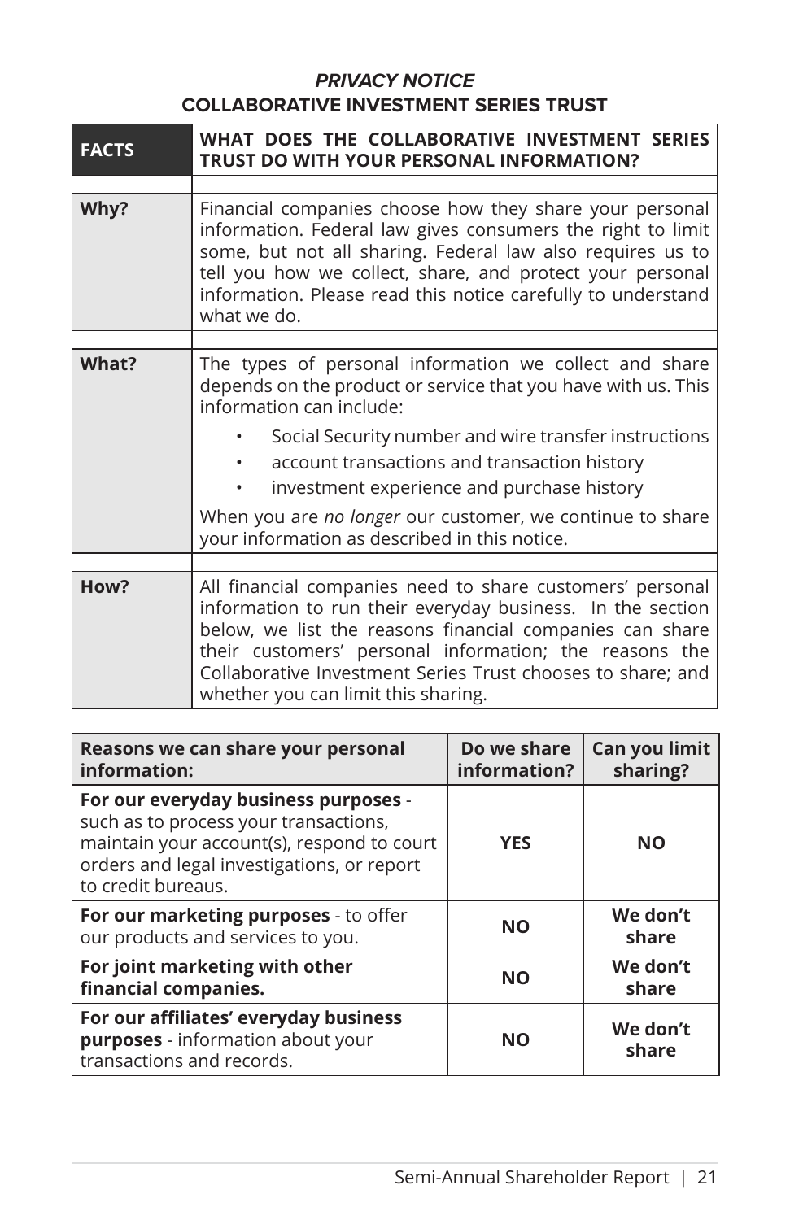***PRIVACY NOTICE***

**COLLABORATIVE INVESTMENT SERIES TRUST**

| **FACTS** | **WHAT DOES THE COLLABORATIVE INVESTMENT SERIES TRUST DO WITH YOUR PERSONAL INFORMATION?** |
|---|---|
| **Why?** | Financial companies choose how they share your personal information. Federal law gives consumers the right to limit some, but not all sharing. Federal law also requires us to tell you how we collect, share, and protect your personal information. Please read this notice carefully to understand what we do. |
| **What?** | The types of personal information we collect and share depends on the product or service that you have with us. This information can include:<br>• Social Security number and wire transfer instructions<br>• account transactions and transaction history<br>• investment experience and purchase history<br>When you are *no longer* our customer, we continue to share your information as described in this notice. |
| **How?** | All financial companies need to share customers' personal information to run their everyday business. In the section below, we list the reasons financial companies can share their customers' personal information; the reasons the Collaborative Investment Series Trust chooses to share; and whether you can limit this sharing. |

| **Reasons we can share your personal information:** | **Do we share information?** | **Can you limit sharing?** |
|---|---|---|
| **For our everyday business purposes** - such as to process your transactions, maintain your account(s), respond to court orders and legal investigations, or report to credit bureaus. | **YES** | **NO** |
| **For our marketing purposes** - to offer our products and services to you. | **NO** | **We don't share** |
| **For joint marketing with other financial companies.** | **NO** | **We don't share** |
| **For our affiliates' everyday business purposes** - information about your transactions and records. | **NO** | **We don't share** |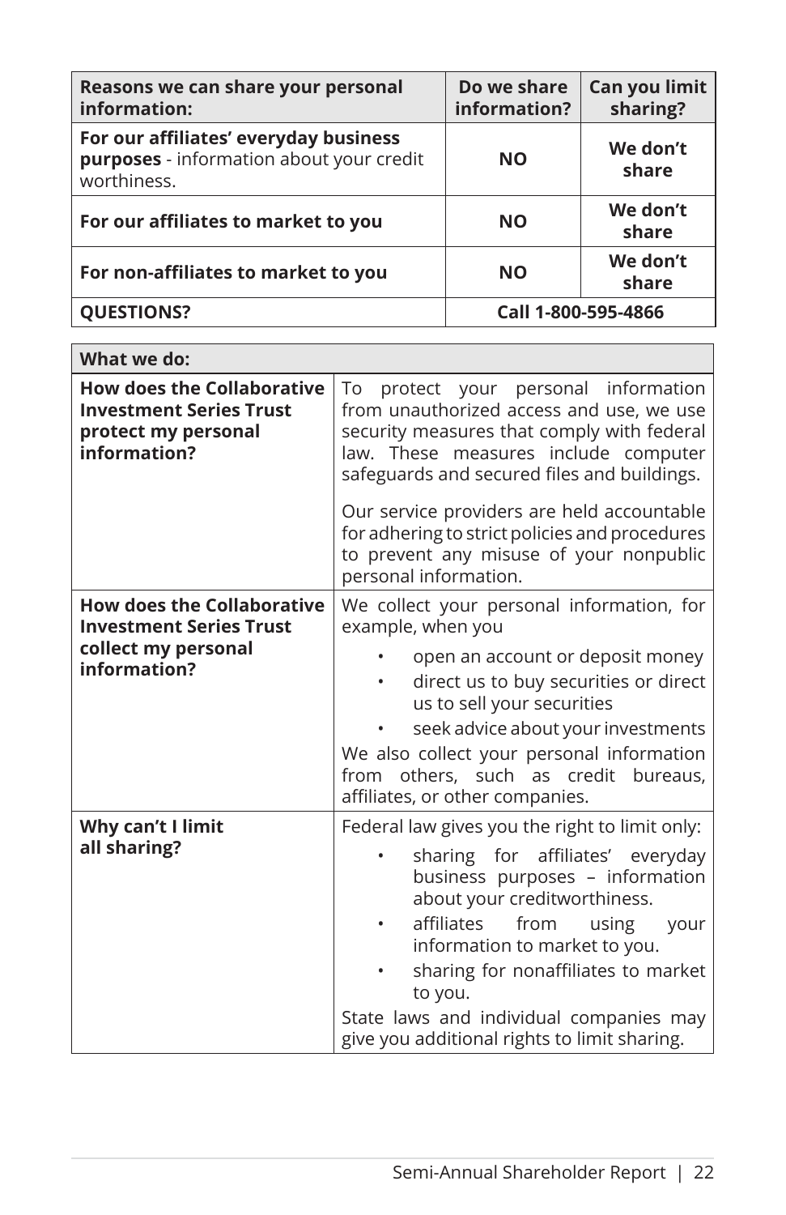| Reasons we can share your personal information: | Do we share information? | Can you limit sharing? |
|---|---|---|
| **For our affiliates' everyday business purposes** - information about your credit worthiness. | **NO** | **We don't share** |
| **For our affiliates to market to you** | **NO** | **We don't share** |
| **For non-affiliates to market to you** | **NO** | **We don't share** |
| **QUESTIONS?** | **Call 1-800-595-4866** | |

| What we do: | |
|---|---|
| **How does the Collaborative Investment Series Trust protect my personal information?** | To protect your personal information from unauthorized access and use, we use security measures that comply with federal law. These measures include computer safeguards and secured files and buildings.<br><br>Our service providers are held accountable for adhering to strict policies and procedures to prevent any misuse of your nonpublic personal information. |
| **How does the Collaborative Investment Series Trust collect my personal information?** | We collect your personal information, for example, when you<br>• open an account or deposit money<br>• direct us to buy securities or direct us to sell your securities<br>• seek advice about your investments<br>We also collect your personal information from others, such as credit bureaus, affiliates, or other companies. |
| **Why can't I limit all sharing?** | Federal law gives you the right to limit only:<br>• sharing for affiliates' everyday business purposes – information about your creditworthiness.<br>• affiliates from using your information to market to you.<br>• sharing for nonaffiliates to market to you.<br>State laws and individual companies may give you additional rights to limit sharing. |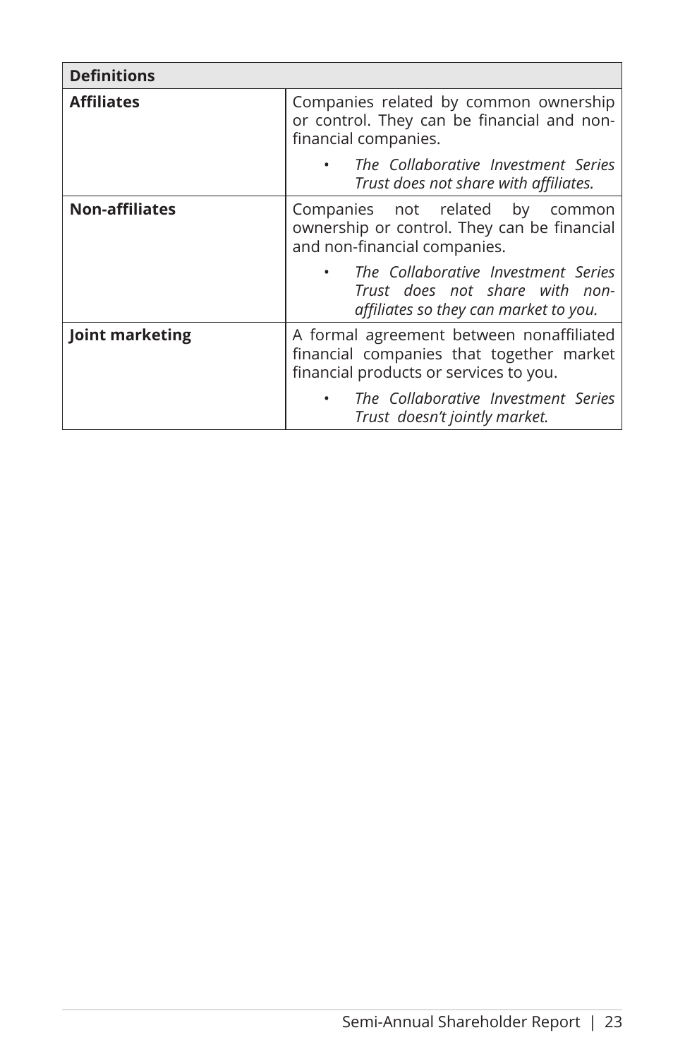| Definitions | |
|---|---|
| **Affiliates** | Companies related by common ownership or control. They can be financial and non-financial companies.<br>• *The Collaborative Investment Series Trust does not share with affiliates.* |
| **Non-affiliates** | Companies not related by common ownership or control. They can be financial and non-financial companies.<br>• *The Collaborative Investment Series Trust does not share with non-affiliates so they can market to you.* |
| **Joint marketing** | A formal agreement between nonaffiliated financial companies that together market financial products or services to you.<br>• *The Collaborative Investment Series Trust doesn't jointly market.* |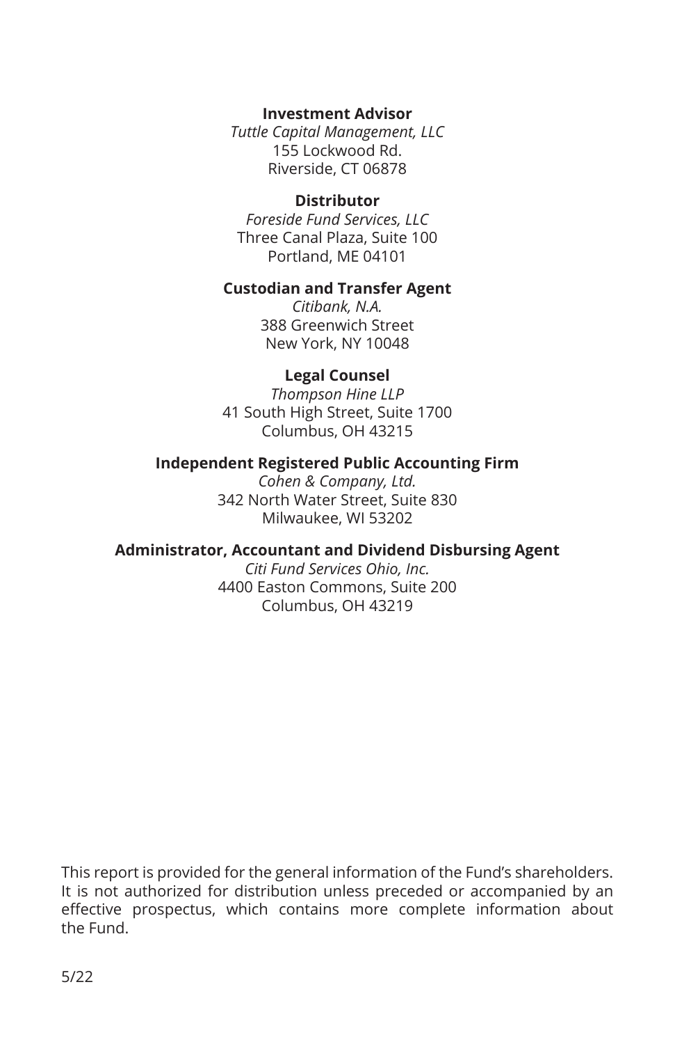**Investment Advisor**

*Tuttle Capital Management, LLC*
155 Lockwood Rd.
Riverside, CT 06878

**Distributor**

*Foreside Fund Services, LLC*
Three Canal Plaza, Suite 100
Portland, ME 04101

**Custodian and Transfer Agent**

*Citibank, N.A.*
388 Greenwich Street
New York, NY 10048

**Legal Counsel**

*Thompson Hine LLP*
41 South High Street, Suite 1700
Columbus, OH 43215

**Independent Registered Public Accounting Firm**

*Cohen & Company, Ltd.*
342 North Water Street, Suite 830
Milwaukee, WI 53202

**Administrator, Accountant and Dividend Disbursing Agent**

*Citi Fund Services Ohio, Inc.*
4400 Easton Commons, Suite 200
Columbus, OH 43219

This report is provided for the general information of the Fund's shareholders. It is not authorized for distribution unless preceded or accompanied by an effective prospectus, which contains more complete information about the Fund.

5/22